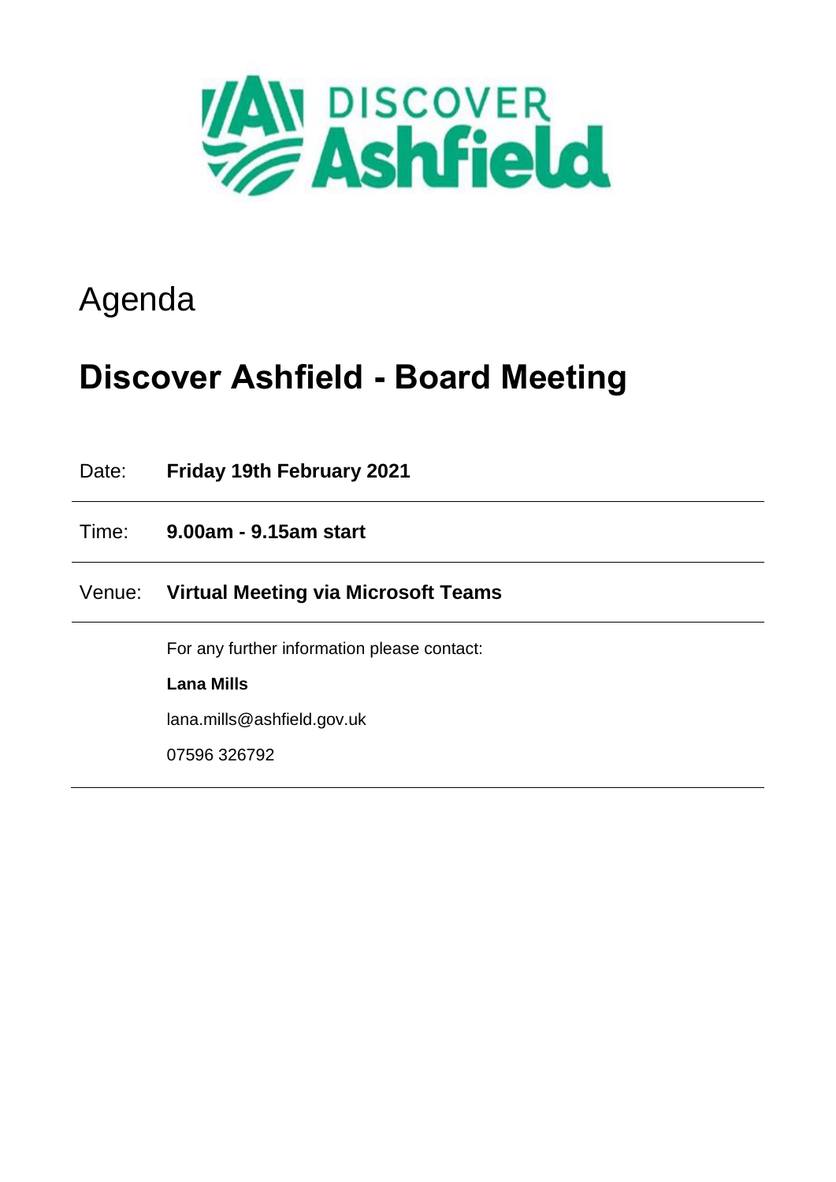# Agenda

# Discover Ashfield - Board Meeting

| | |
|---|---|
| Date: | **Friday 19th February 2021** |
| Time: | **9.00am - 9.15am start** |
| Venue: | **Virtual Meeting via Microsoft Teams** |

For any further information please contact:

**Lana Mills**

lana.mills@ashfield.gov.uk

07596 326792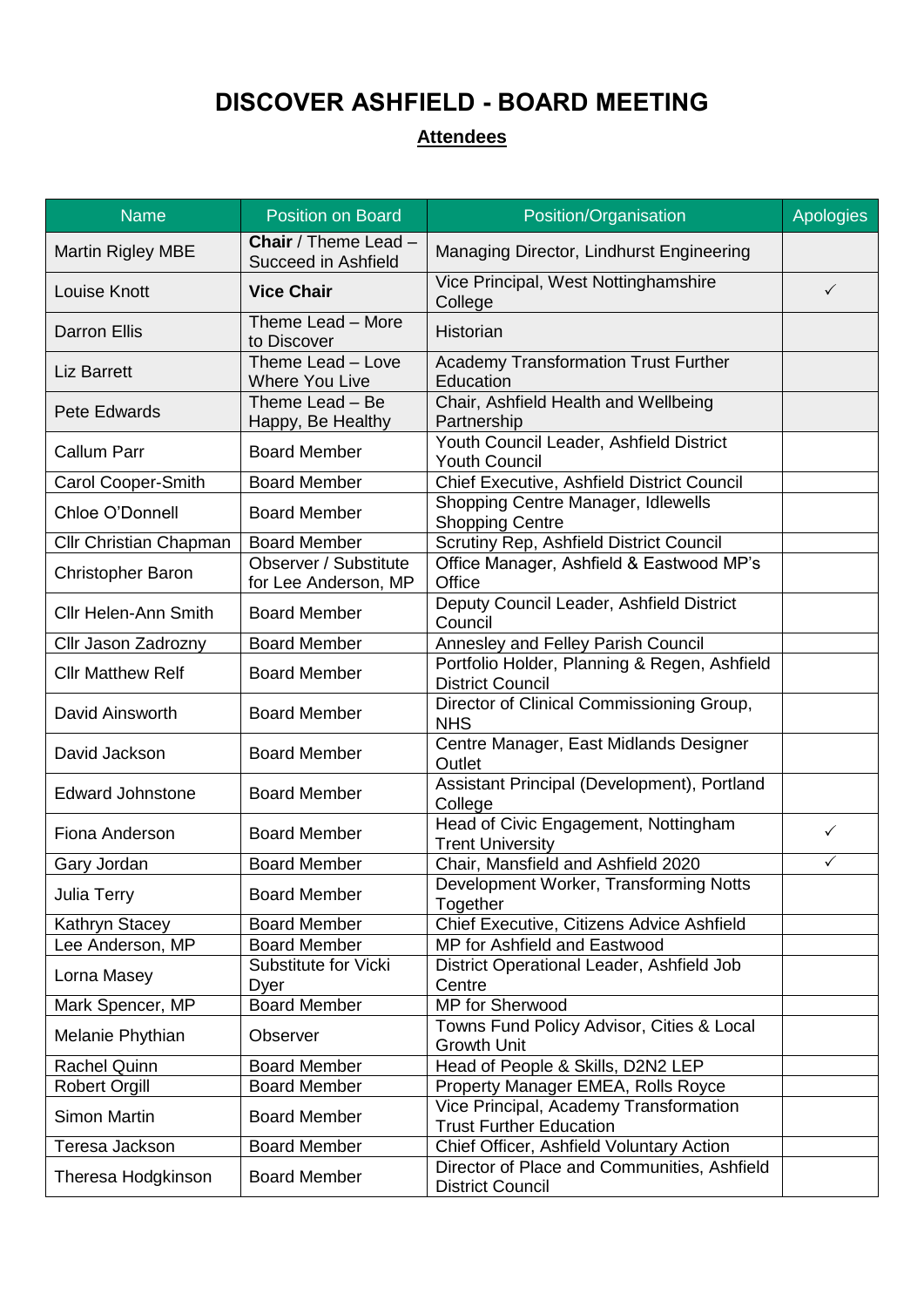# DISCOVER ASHFIELD - BOARD MEETING

## Attendees

| Name | Position on Board | Position/Organisation | Apologies |
|---|---|---|---|
| Martin Rigley MBE | **Chair** / Theme Lead – Succeed in Ashfield | Managing Director, Lindhurst Engineering | |
| Louise Knott | **Vice Chair** | Vice Principal, West Nottinghamshire College | ✓ |
| Darron Ellis | Theme Lead – More to Discover | Historian | |
| Liz Barrett | Theme Lead – Love Where You Live | Academy Transformation Trust Further Education | |
| Pete Edwards | Theme Lead – Be Happy, Be Healthy | Chair, Ashfield Health and Wellbeing Partnership | |
| Callum Parr | Board Member | Youth Council Leader, Ashfield District Youth Council | |
| Carol Cooper-Smith | Board Member | Chief Executive, Ashfield District Council | |
| Chloe O'Donnell | Board Member | Shopping Centre Manager, Idlewells Shopping Centre | |
| Cllr Christian Chapman | Board Member | Scrutiny Rep, Ashfield District Council | |
| Christopher Baron | Observer / Substitute for Lee Anderson, MP | Office Manager, Ashfield & Eastwood MP's Office | |
| Cllr Helen-Ann Smith | Board Member | Deputy Council Leader, Ashfield District Council | |
| Cllr Jason Zadrozny | Board Member | Annesley and Felley Parish Council | |
| Cllr Matthew Relf | Board Member | Portfolio Holder, Planning & Regen, Ashfield District Council | |
| David Ainsworth | Board Member | Director of Clinical Commissioning Group, NHS | |
| David Jackson | Board Member | Centre Manager, East Midlands Designer Outlet | |
| Edward Johnstone | Board Member | Assistant Principal (Development), Portland College | |
| Fiona Anderson | Board Member | Head of Civic Engagement, Nottingham Trent University | ✓ |
| Gary Jordan | Board Member | Chair, Mansfield and Ashfield 2020 | ✓ |
| Julia Terry | Board Member | Development Worker, Transforming Notts Together | |
| Kathryn Stacey | Board Member | Chief Executive, Citizens Advice Ashfield | |
| Lee Anderson, MP | Board Member | MP for Ashfield and Eastwood | |
| Lorna Masey | Substitute for Vicki Dyer | District Operational Leader, Ashfield Job Centre | |
| Mark Spencer, MP | Board Member | MP for Sherwood | |
| Melanie Phythian | Observer | Towns Fund Policy Advisor, Cities & Local Growth Unit | |
| Rachel Quinn | Board Member | Head of People & Skills, D2N2 LEP | |
| Robert Orgill | Board Member | Property Manager EMEA, Rolls Royce | |
| Simon Martin | Board Member | Vice Principal, Academy Transformation Trust Further Education | |
| Teresa Jackson | Board Member | Chief Officer, Ashfield Voluntary Action | |
| Theresa Hodgkinson | Board Member | Director of Place and Communities, Ashfield District Council | |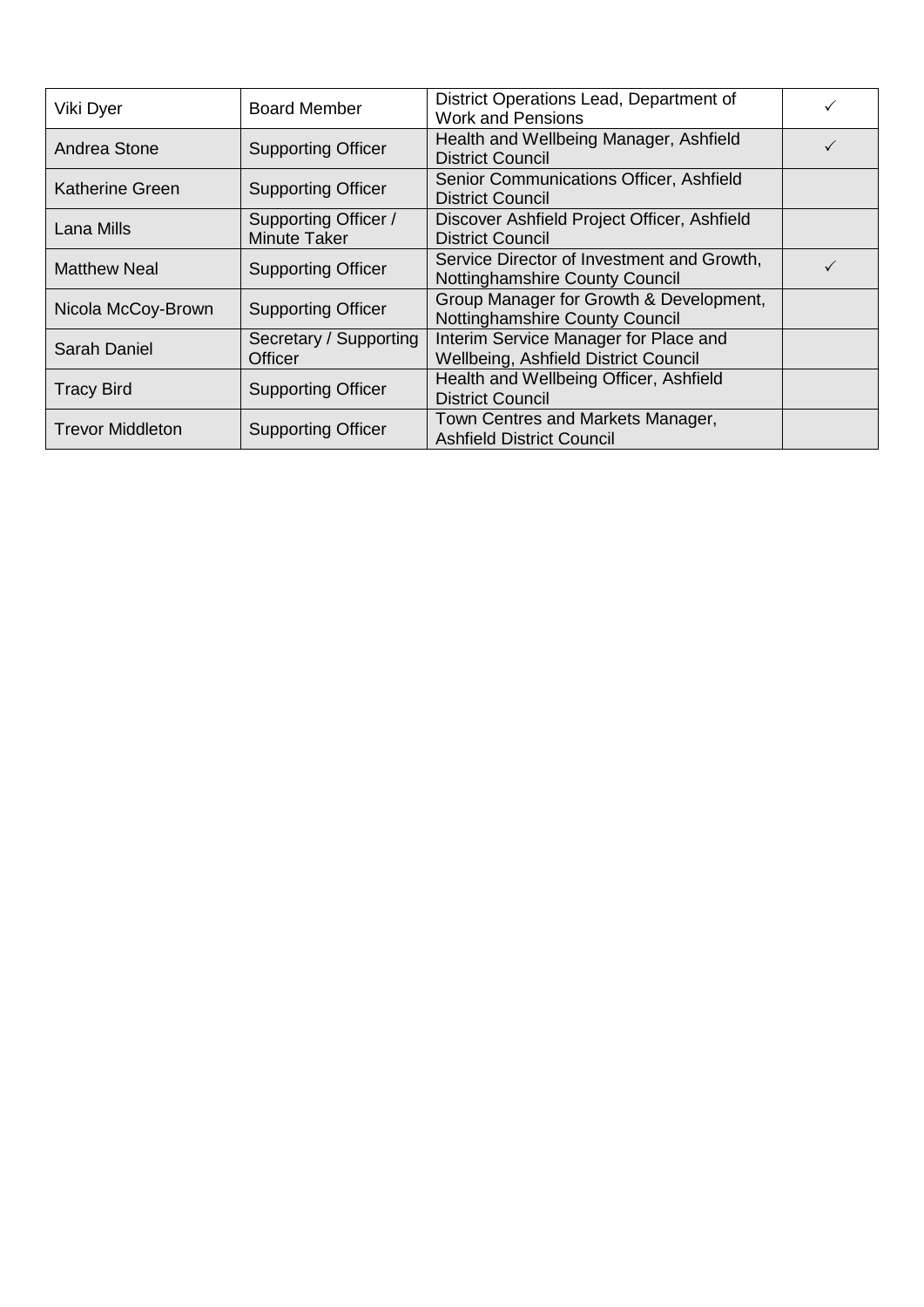| | | | |
|---|---|---|---|
| Viki Dyer | Board Member | District Operations Lead, Department of Work and Pensions | ✓ |
| Andrea Stone | Supporting Officer | Health and Wellbeing Manager, Ashfield District Council | ✓ |
| Katherine Green | Supporting Officer | Senior Communications Officer, Ashfield District Council | |
| Lana Mills | Supporting Officer / Minute Taker | Discover Ashfield Project Officer, Ashfield District Council | |
| Matthew Neal | Supporting Officer | Service Director of Investment and Growth, Nottinghamshire County Council | ✓ |
| Nicola McCoy-Brown | Supporting Officer | Group Manager for Growth & Development, Nottinghamshire County Council | |
| Sarah Daniel | Secretary / Supporting Officer | Interim Service Manager for Place and Wellbeing, Ashfield District Council | |
| Tracy Bird | Supporting Officer | Health and Wellbeing Officer, Ashfield District Council | |
| Trevor Middleton | Supporting Officer | Town Centres and Markets Manager, Ashfield District Council | |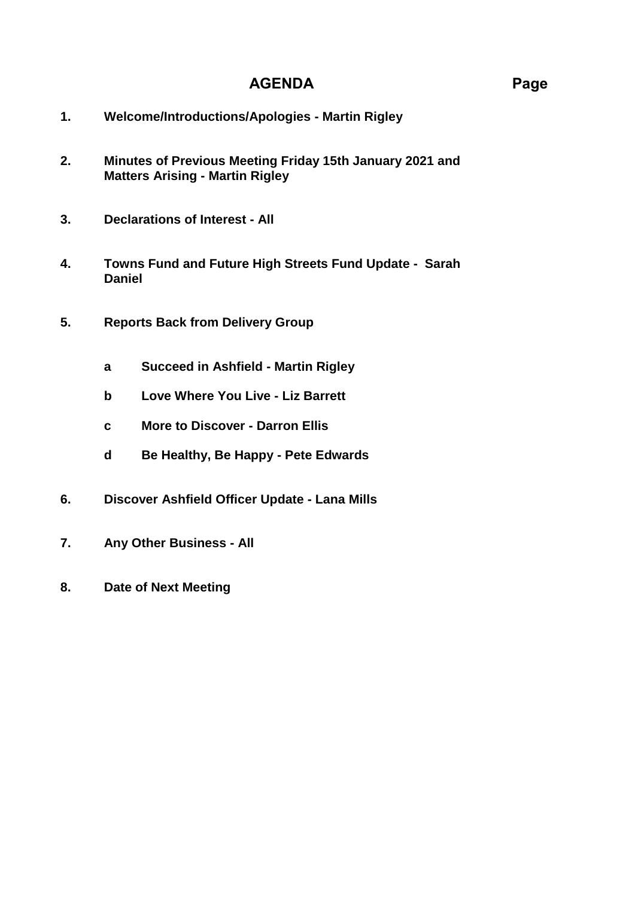# AGENDA

**Page**

1. **Welcome/Introductions/Apologies - Martin Rigley**

2. **Minutes of Previous Meeting Friday 15th January 2021 and Matters Arising - Martin Rigley**

3. **Declarations of Interest - All**

4. **Towns Fund and Future High Streets Fund Update - Sarah Daniel**

5. **Reports Back from Delivery Group**

   a. **Succeed in Ashfield - Martin Rigley**

   b. **Love Where You Live - Liz Barrett**

   c. **More to Discover - Darron Ellis**

   d. **Be Healthy, Be Happy - Pete Edwards**

6. **Discover Ashfield Officer Update - Lana Mills**

7. **Any Other Business - All**

8. **Date of Next Meeting**